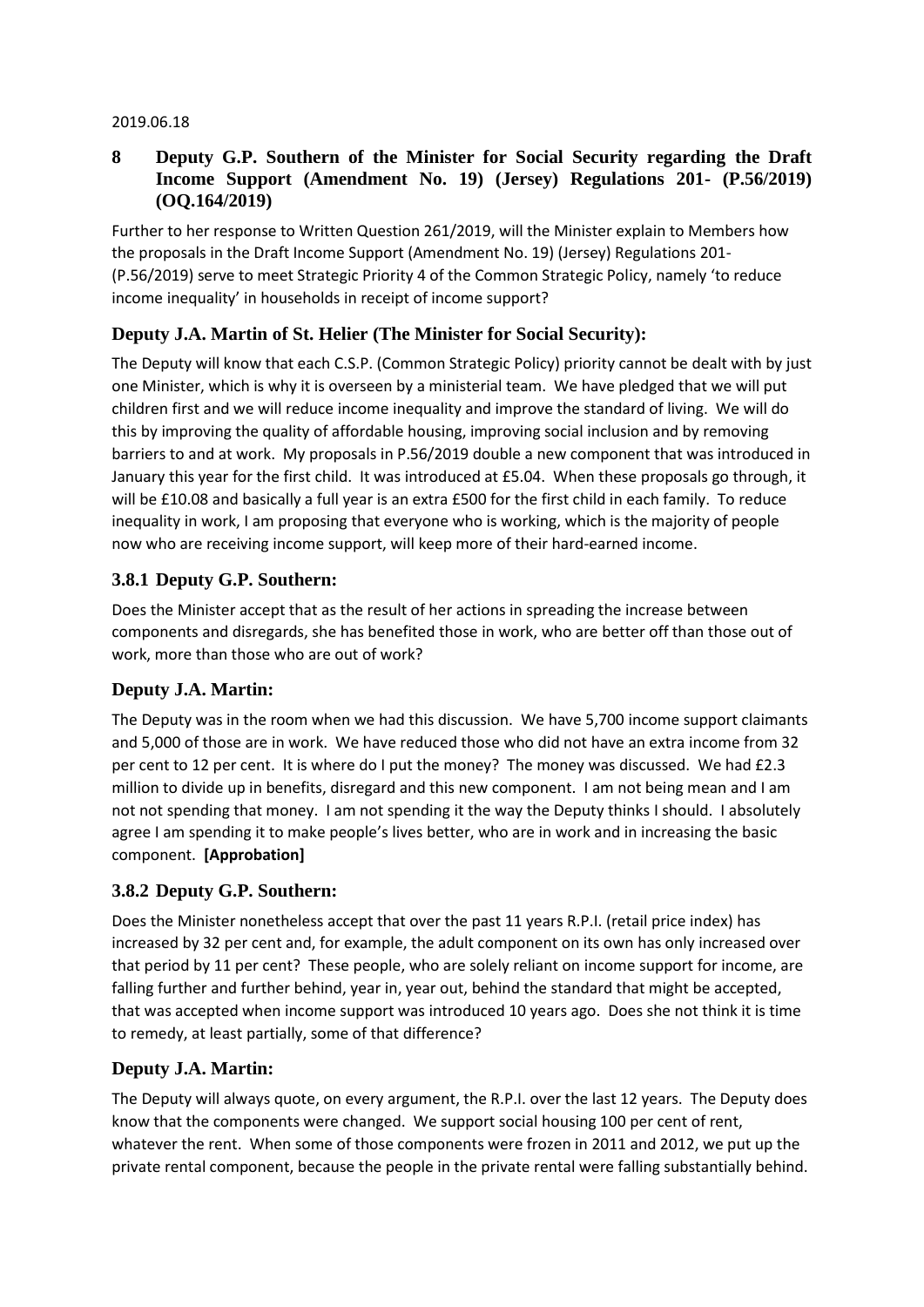2019.06.18

## 8 Deputy G.P. Southern of the Minister for Social Security regarding the Draft Income Support (Amendment No. 19) (Jersey) Regulations 201- (P.56/2019) (OQ.164/2019)

Further to her response to Written Question 261/2019, will the Minister explain to Members how the proposals in the Draft Income Support (Amendment No. 19) (Jersey) Regulations 201- (P.56/2019) serve to meet Strategic Priority 4 of the Common Strategic Policy, namely 'to reduce income inequality' in households in receipt of income support?

### Deputy J.A. Martin of St. Helier (The Minister for Social Security):

The Deputy will know that each C.S.P. (Common Strategic Policy) priority cannot be dealt with by just one Minister, which is why it is overseen by a ministerial team. We have pledged that we will put children first and we will reduce income inequality and improve the standard of living. We will do this by improving the quality of affordable housing, improving social inclusion and by removing barriers to and at work. My proposals in P.56/2019 double a new component that was introduced in January this year for the first child. It was introduced at £5.04. When these proposals go through, it will be £10.08 and basically a full year is an extra £500 for the first child in each family. To reduce inequality in work, I am proposing that everyone who is working, which is the majority of people now who are receiving income support, will keep more of their hard-earned income.

### 3.8.1 Deputy G.P. Southern:

Does the Minister accept that as the result of her actions in spreading the increase between components and disregards, she has benefited those in work, who are better off than those out of work, more than those who are out of work?

### Deputy J.A. Martin:

The Deputy was in the room when we had this discussion. We have 5,700 income support claimants and 5,000 of those are in work. We have reduced those who did not have an extra income from 32 per cent to 12 per cent. It is where do I put the money? The money was discussed. We had £2.3 million to divide up in benefits, disregard and this new component. I am not being mean and I am not not spending that money. I am not spending it the way the Deputy thinks I should. I absolutely agree I am spending it to make people's lives better, who are in work and in increasing the basic component. **[Approbation]**

### 3.8.2 Deputy G.P. Southern:

Does the Minister nonetheless accept that over the past 11 years R.P.I. (retail price index) has increased by 32 per cent and, for example, the adult component on its own has only increased over that period by 11 per cent? These people, who are solely reliant on income support for income, are falling further and further behind, year in, year out, behind the standard that might be accepted, that was accepted when income support was introduced 10 years ago. Does she not think it is time to remedy, at least partially, some of that difference?

### Deputy J.A. Martin:

The Deputy will always quote, on every argument, the R.P.I. over the last 12 years. The Deputy does know that the components were changed. We support social housing 100 per cent of rent, whatever the rent. When some of those components were frozen in 2011 and 2012, we put up the private rental component, because the people in the private rental were falling substantially behind.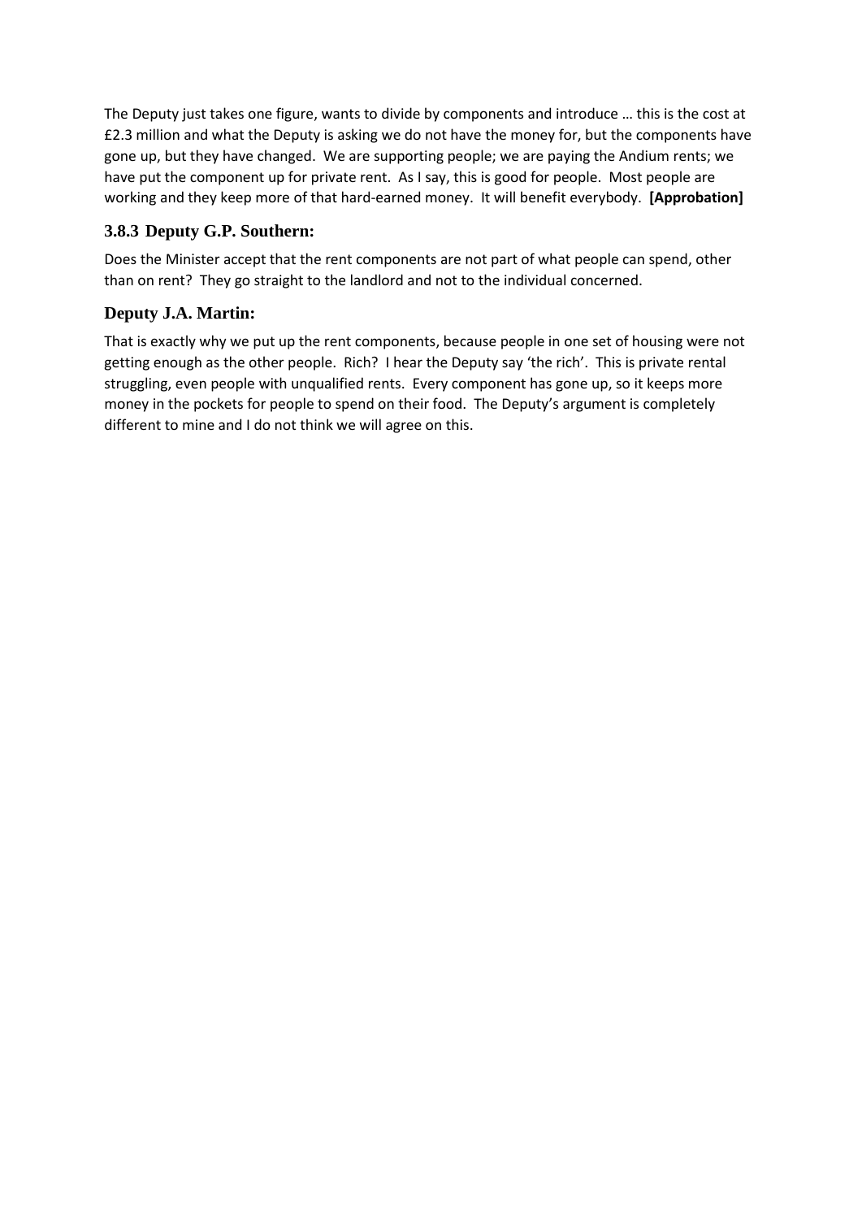The Deputy just takes one figure, wants to divide by components and introduce … this is the cost at £2.3 million and what the Deputy is asking we do not have the money for, but the components have gone up, but they have changed. We are supporting people; we are paying the Andium rents; we have put the component up for private rent. As I say, this is good for people. Most people are working and they keep more of that hard-earned money. It will benefit everybody. **[Approbation]**

### 3.8.3 Deputy G.P. Southern:

Does the Minister accept that the rent components are not part of what people can spend, other than on rent? They go straight to the landlord and not to the individual concerned.

### Deputy J.A. Martin:

That is exactly why we put up the rent components, because people in one set of housing were not getting enough as the other people. Rich? I hear the Deputy say 'the rich'. This is private rental struggling, even people with unqualified rents. Every component has gone up, so it keeps more money in the pockets for people to spend on their food. The Deputy's argument is completely different to mine and I do not think we will agree on this.